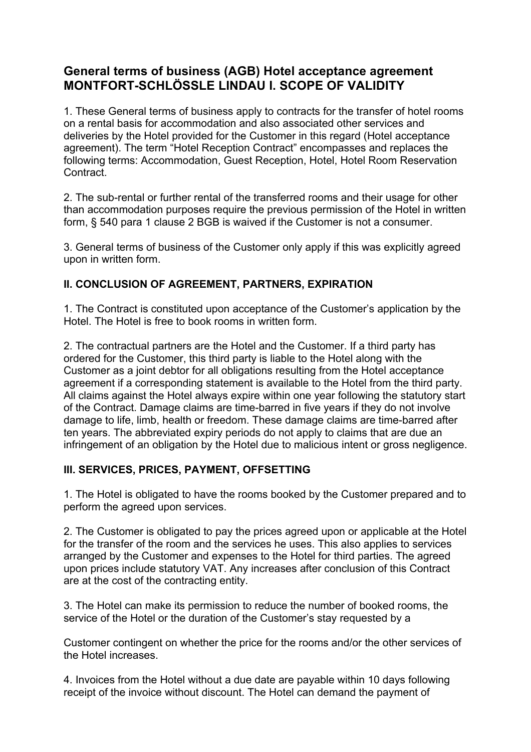# General terms of business (AGB) Hotel acceptance agreement MONTFORT-SCHLÖSSLE LINDAU I. SCOPE OF VALIDITY

1. These General terms of business apply to contracts for the transfer of hotel rooms on a rental basis for accommodation and also associated other services and deliveries by the Hotel provided for the Customer in this regard (Hotel acceptance agreement). The term “Hotel Reception Contract” encompasses and replaces the following terms: Accommodation, Guest Reception, Hotel, Hotel Room Reservation Contract.

2. The sub-rental or further rental of the transferred rooms and their usage for other than accommodation purposes require the previous permission of the Hotel in written form, § 540 para 1 clause 2 BGB is waived if the Customer is not a consumer.

3. General terms of business of the Customer only apply if this was explicitly agreed upon in written form.

## II. CONCLUSION OF AGREEMENT, PARTNERS, EXPIRATION

1. The Contract is constituted upon acceptance of the Customer’s application by the Hotel. The Hotel is free to book rooms in written form.

2. The contractual partners are the Hotel and the Customer. If a third party has ordered for the Customer, this third party is liable to the Hotel along with the Customer as a joint debtor for all obligations resulting from the Hotel acceptance agreement if a corresponding statement is available to the Hotel from the third party. All claims against the Hotel always expire within one year following the statutory start of the Contract. Damage claims are time-barred in five years if they do not involve damage to life, limb, health or freedom. These damage claims are time-barred after ten years. The abbreviated expiry periods do not apply to claims that are due an infringement of an obligation by the Hotel due to malicious intent or gross negligence.

## III. SERVICES, PRICES, PAYMENT, OFFSETTING

1. The Hotel is obligated to have the rooms booked by the Customer prepared and to perform the agreed upon services.

2. The Customer is obligated to pay the prices agreed upon or applicable at the Hotel for the transfer of the room and the services he uses. This also applies to services arranged by the Customer and expenses to the Hotel for third parties. The agreed upon prices include statutory VAT. Any increases after conclusion of this Contract are at the cost of the contracting entity.

3. The Hotel can make its permission to reduce the number of booked rooms, the service of the Hotel or the duration of the Customer’s stay requested by a Customer contingent on whether the price for the rooms and/or the other services of the Hotel increases.

4. Invoices from the Hotel without a due date are payable within 10 days following receipt of the invoice without discount. The Hotel can demand the payment of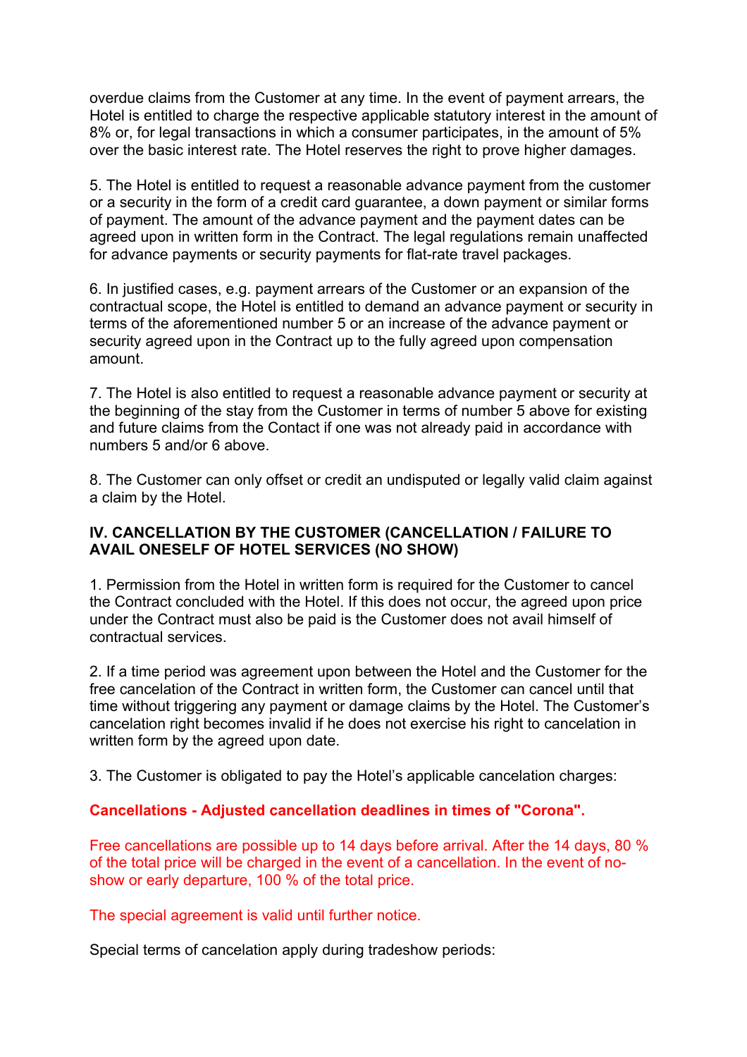overdue claims from the Customer at any time. In the event of payment arrears, the Hotel is entitled to charge the respective applicable statutory interest in the amount of 8% or, for legal transactions in which a consumer participates, in the amount of 5% over the basic interest rate. The Hotel reserves the right to prove higher damages.

5. The Hotel is entitled to request a reasonable advance payment from the customer or a security in the form of a credit card guarantee, a down payment or similar forms of payment. The amount of the advance payment and the payment dates can be agreed upon in written form in the Contract. The legal regulations remain unaffected for advance payments or security payments for flat-rate travel packages.

6. In justified cases, e.g. payment arrears of the Customer or an expansion of the contractual scope, the Hotel is entitled to demand an advance payment or security in terms of the aforementioned number 5 or an increase of the advance payment or security agreed upon in the Contract up to the fully agreed upon compensation amount.

7. The Hotel is also entitled to request a reasonable advance payment or security at the beginning of the stay from the Customer in terms of number 5 above for existing and future claims from the Contact if one was not already paid in accordance with numbers 5 and/or 6 above.

8. The Customer can only offset or credit an undisputed or legally valid claim against a claim by the Hotel.

**IV. CANCELLATION BY THE CUSTOMER (CANCELLATION / FAILURE TO AVAIL ONESELF OF HOTEL SERVICES (NO SHOW)**

1. Permission from the Hotel in written form is required for the Customer to cancel the Contract concluded with the Hotel. If this does not occur, the agreed upon price under the Contract must also be paid is the Customer does not avail himself of contractual services.

2. If a time period was agreement upon between the Hotel and the Customer for the free cancelation of the Contract in written form, the Customer can cancel until that time without triggering any payment or damage claims by the Hotel. The Customer's cancelation right becomes invalid if he does not exercise his right to cancelation in written form by the agreed upon date.

3. The Customer is obligated to pay the Hotel's applicable cancelation charges:

**Cancellations - Adjusted cancellation deadlines in times of "Corona".**

Free cancellations are possible up to 14 days before arrival. After the 14 days, 80 % of the total price will be charged in the event of a cancellation. In the event of no-show or early departure, 100 % of the total price.

The special agreement is valid until further notice.

Special terms of cancelation apply during tradeshow periods: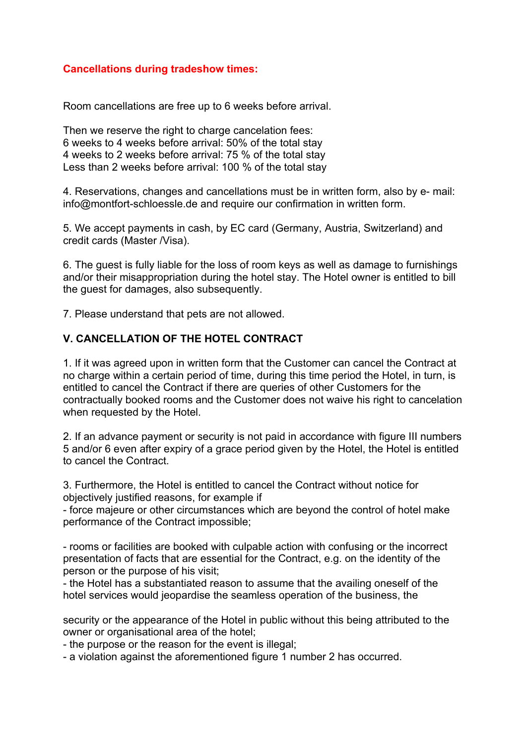**Cancellations during tradeshow times:**

Room cancellations are free up to 6 weeks before arrival.

Then we reserve the right to charge cancelation fees:
6 weeks to 4 weeks before arrival: 50% of the total stay
4 weeks to 2 weeks before arrival: 75 % of the total stay
Less than 2 weeks before arrival: 100 % of the total stay

4. Reservations, changes and cancellations must be in written form, also by e- mail: info@montfort-schloessle.de and require our confirmation in written form.

5. We accept payments in cash, by EC card (Germany, Austria, Switzerland) and credit cards (Master /Visa).

6. The guest is fully liable for the loss of room keys as well as damage to furnishings and/or their misappropriation during the hotel stay. The Hotel owner is entitled to bill the guest for damages, also subsequently.

7. Please understand that pets are not allowed.

## V. CANCELLATION OF THE HOTEL CONTRACT

1. If it was agreed upon in written form that the Customer can cancel the Contract at no charge within a certain period of time, during this time period the Hotel, in turn, is entitled to cancel the Contract if there are queries of other Customers for the contractually booked rooms and the Customer does not waive his right to cancelation when requested by the Hotel.

2. If an advance payment or security is not paid in accordance with figure III numbers 5 and/or 6 even after expiry of a grace period given by the Hotel, the Hotel is entitled to cancel the Contract.

3. Furthermore, the Hotel is entitled to cancel the Contract without notice for objectively justified reasons, for example if
- force majeure or other circumstances which are beyond the control of hotel make performance of the Contract impossible;

- rooms or facilities are booked with culpable action with confusing or the incorrect presentation of facts that are essential for the Contract, e.g. on the identity of the person or the purpose of his visit;
- the Hotel has a substantiated reason to assume that the availing oneself of the hotel services would jeopardise the seamless operation of the business, the

security or the appearance of the Hotel in public without this being attributed to the owner or organisational area of the hotel;
- the purpose or the reason for the event is illegal;
- a violation against the aforementioned figure 1 number 2 has occurred.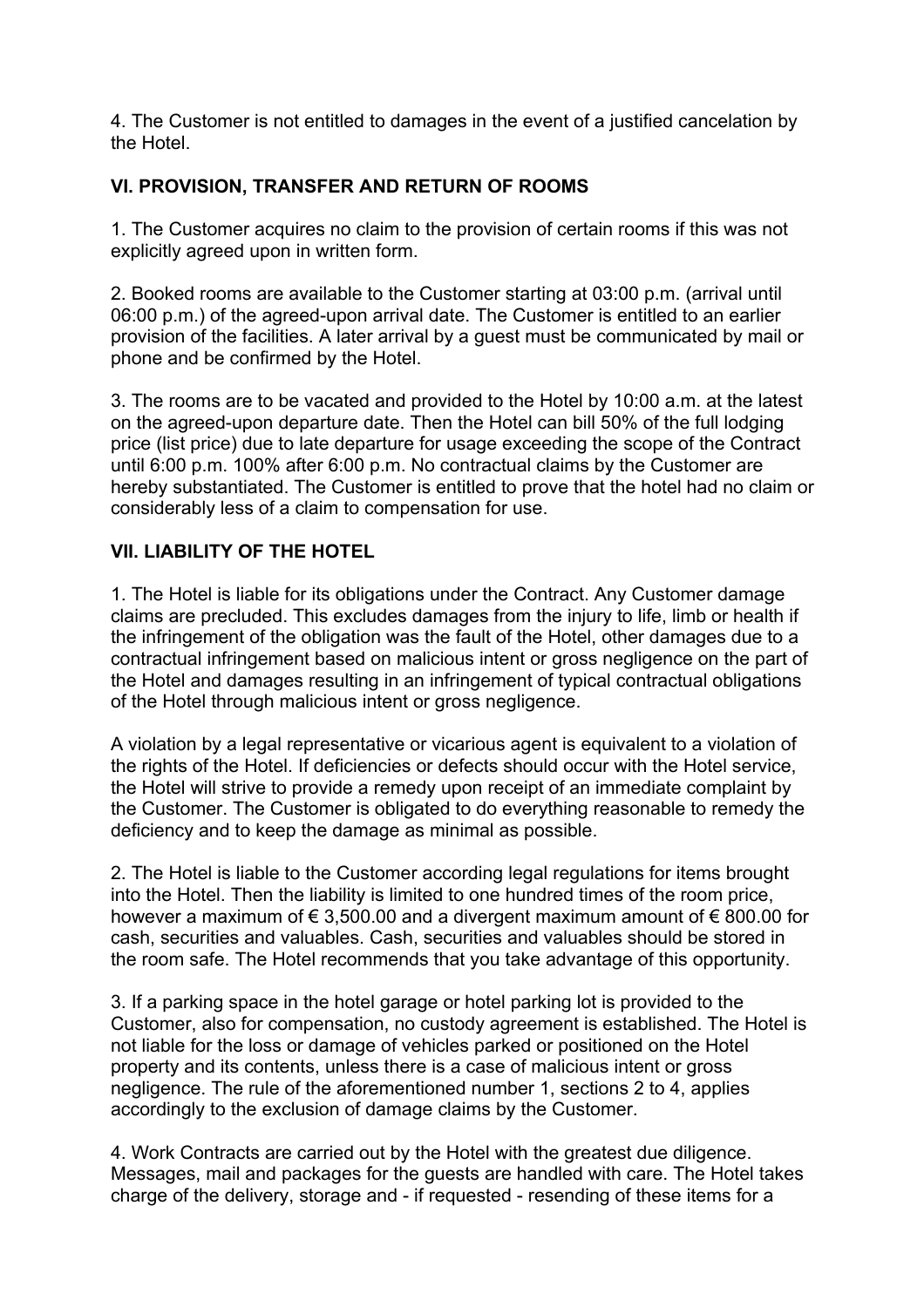4. The Customer is not entitled to damages in the event of a justified cancelation by the Hotel.

## VI. PROVISION, TRANSFER AND RETURN OF ROOMS

1. The Customer acquires no claim to the provision of certain rooms if this was not explicitly agreed upon in written form.

2. Booked rooms are available to the Customer starting at 03:00 p.m. (arrival until 06:00 p.m.) of the agreed-upon arrival date. The Customer is entitled to an earlier provision of the facilities. A later arrival by a guest must be communicated by mail or phone and be confirmed by the Hotel.

3. The rooms are to be vacated and provided to the Hotel by 10:00 a.m. at the latest on the agreed-upon departure date. Then the Hotel can bill 50% of the full lodging price (list price) due to late departure for usage exceeding the scope of the Contract until 6:00 p.m. 100% after 6:00 p.m. No contractual claims by the Customer are hereby substantiated. The Customer is entitled to prove that the hotel had no claim or considerably less of a claim to compensation for use.

## VII. LIABILITY OF THE HOTEL

1. The Hotel is liable for its obligations under the Contract. Any Customer damage claims are precluded. This excludes damages from the injury to life, limb or health if the infringement of the obligation was the fault of the Hotel, other damages due to a contractual infringement based on malicious intent or gross negligence on the part of the Hotel and damages resulting in an infringement of typical contractual obligations of the Hotel through malicious intent or gross negligence.

A violation by a legal representative or vicarious agent is equivalent to a violation of the rights of the Hotel. If deficiencies or defects should occur with the Hotel service, the Hotel will strive to provide a remedy upon receipt of an immediate complaint by the Customer. The Customer is obligated to do everything reasonable to remedy the deficiency and to keep the damage as minimal as possible.

2. The Hotel is liable to the Customer according legal regulations for items brought into the Hotel. Then the liability is limited to one hundred times of the room price, however a maximum of € 3,500.00 and a divergent maximum amount of € 800.00 for cash, securities and valuables. Cash, securities and valuables should be stored in the room safe. The Hotel recommends that you take advantage of this opportunity.

3. If a parking space in the hotel garage or hotel parking lot is provided to the Customer, also for compensation, no custody agreement is established. The Hotel is not liable for the loss or damage of vehicles parked or positioned on the Hotel property and its contents, unless there is a case of malicious intent or gross negligence. The rule of the aforementioned number 1, sections 2 to 4, applies accordingly to the exclusion of damage claims by the Customer.

4. Work Contracts are carried out by the Hotel with the greatest due diligence. Messages, mail and packages for the guests are handled with care. The Hotel takes charge of the delivery, storage and - if requested - resending of these items for a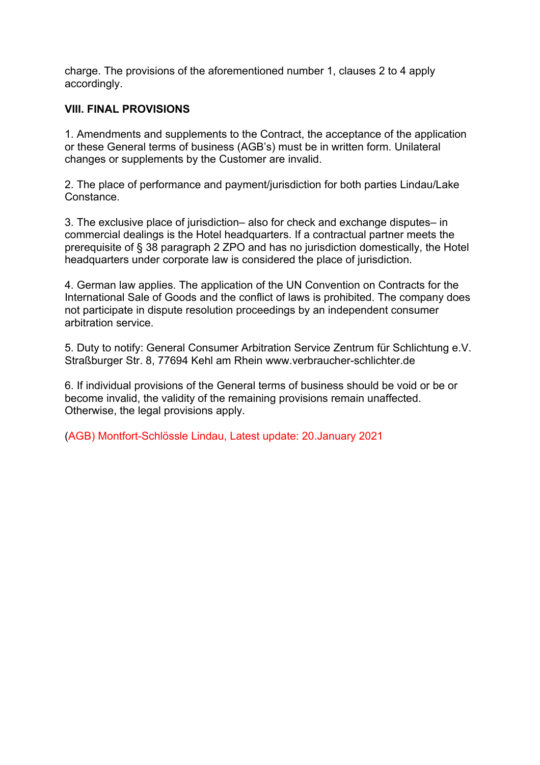charge. The provisions of the aforementioned number 1, clauses 2 to 4 apply accordingly.

## VIII. FINAL PROVISIONS

1. Amendments and supplements to the Contract, the acceptance of the application or these General terms of business (AGB's) must be in written form. Unilateral changes or supplements by the Customer are invalid.

2. The place of performance and payment/jurisdiction for both parties Lindau/Lake Constance.

3. The exclusive place of jurisdiction– also for check and exchange disputes– in commercial dealings is the Hotel headquarters. If a contractual partner meets the prerequisite of § 38 paragraph 2 ZPO and has no jurisdiction domestically, the Hotel headquarters under corporate law is considered the place of jurisdiction.

4. German law applies. The application of the UN Convention on Contracts for the International Sale of Goods and the conflict of laws is prohibited. The company does not participate in dispute resolution proceedings by an independent consumer arbitration service.

5. Duty to notify: General Consumer Arbitration Service Zentrum für Schlichtung e.V. Straßburger Str. 8, 77694 Kehl am Rhein www.verbraucher-schlichter.de

6. If individual provisions of the General terms of business should be void or be or become invalid, the validity of the remaining provisions remain unaffected. Otherwise, the legal provisions apply.

(AGB) Montfort-Schlössle Lindau, Latest update: 20.January 2021